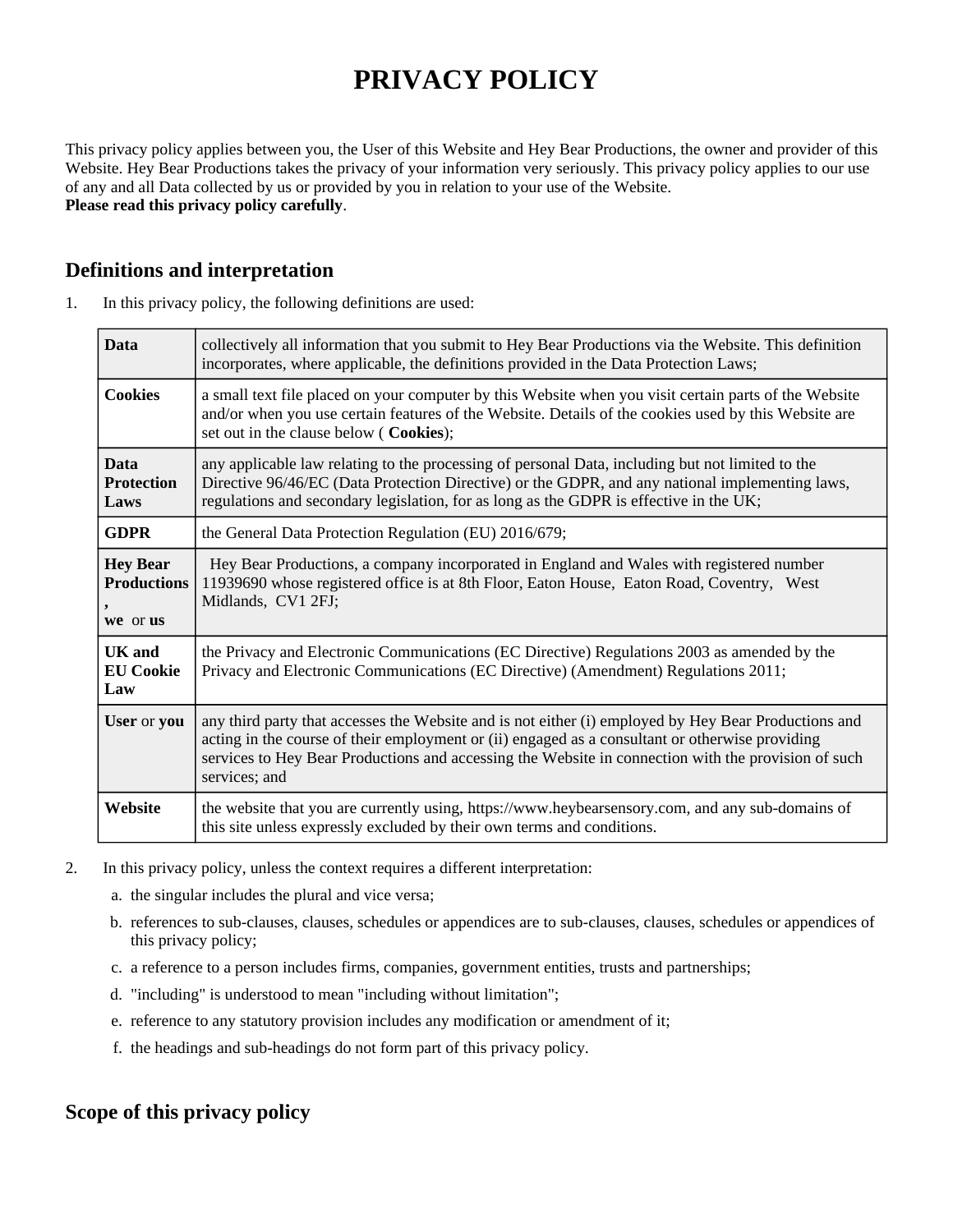# PRIVACY POLICY

This privacy policy applies between you, the User of this Website and Hey Bear Productions, the owner and provider of this Website. Hey Bear Productions takes the privacy of your information very seriously. This privacy policy applies to our use of any and all Data collected by us or provided by you in relation to your use of the Website.
**Please read this privacy policy carefully**.

## Definitions and interpretation

1. In this privacy policy, the following definitions are used:

| | |
|---|---|
| **Data** | collectively all information that you submit to Hey Bear Productions via the Website. This definition incorporates, where applicable, the definitions provided in the Data Protection Laws; |
| **Cookies** | a small text file placed on your computer by this Website when you visit certain parts of the Website and/or when you use certain features of the Website. Details of the cookies used by this Website are set out in the clause below ( **Cookies**); |
| **Data Protection Laws** | any applicable law relating to the processing of personal Data, including but not limited to the Directive 96/46/EC (Data Protection Directive) or the GDPR, and any national implementing laws, regulations and secondary legislation, for as long as the GDPR is effective in the UK; |
| **GDPR** | the General Data Protection Regulation (EU) 2016/679; |
| **Hey Bear Productions, we** or **us** | Hey Bear Productions, a company incorporated in England and Wales with registered number 11939690 whose registered office is at 8th Floor, Eaton House, Eaton Road, Coventry, West Midlands, CV1 2FJ; |
| **UK and EU Cookie Law** | the Privacy and Electronic Communications (EC Directive) Regulations 2003 as amended by the Privacy and Electronic Communications (EC Directive) (Amendment) Regulations 2011; |
| **User** or **you** | any third party that accesses the Website and is not either (i) employed by Hey Bear Productions and acting in the course of their employment or (ii) engaged as a consultant or otherwise providing services to Hey Bear Productions and accessing the Website in connection with the provision of such services; and |
| **Website** | the website that you are currently using, https://www.heybearsensory.com, and any sub-domains of this site unless expressly excluded by their own terms and conditions. |

2. In this privacy policy, unless the context requires a different interpretation:
   a. the singular includes the plural and vice versa;
   b. references to sub-clauses, clauses, schedules or appendices are to sub-clauses, clauses, schedules or appendices of this privacy policy;
   c. a reference to a person includes firms, companies, government entities, trusts and partnerships;
   d. "including" is understood to mean "including without limitation";
   e. reference to any statutory provision includes any modification or amendment of it;
   f. the headings and sub-headings do not form part of this privacy policy.

## Scope of this privacy policy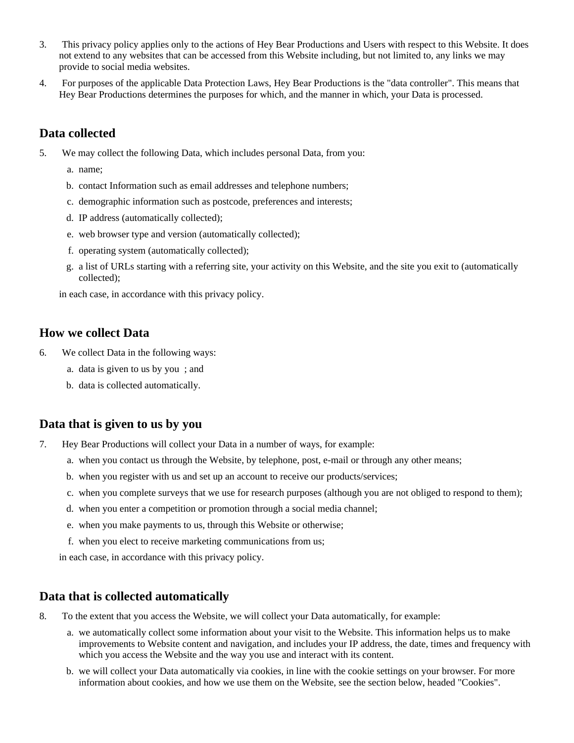3. This privacy policy applies only to the actions of Hey Bear Productions and Users with respect to this Website. It does not extend to any websites that can be accessed from this Website including, but not limited to, any links we may provide to social media websites.
4. For purposes of the applicable Data Protection Laws, Hey Bear Productions is the "data controller". This means that Hey Bear Productions determines the purposes for which, and the manner in which, your Data is processed.

## Data collected

5. We may collect the following Data, which includes personal Data, from you:
   a. name;
   b. contact Information such as email addresses and telephone numbers;
   c. demographic information such as postcode, preferences and interests;
   d. IP address (automatically collected);
   e. web browser type and version (automatically collected);
   f. operating system (automatically collected);
   g. a list of URLs starting with a referring site, your activity on this Website, and the site you exit to (automatically collected);

   in each case, in accordance with this privacy policy.

## How we collect Data

6. We collect Data in the following ways:
   a. data is given to us by you ; and
   b. data is collected automatically.

## Data that is given to us by you

7. Hey Bear Productions will collect your Data in a number of ways, for example:
   a. when you contact us through the Website, by telephone, post, e-mail or through any other means;
   b. when you register with us and set up an account to receive our products/services;
   c. when you complete surveys that we use for research purposes (although you are not obliged to respond to them);
   d. when you enter a competition or promotion through a social media channel;
   e. when you make payments to us, through this Website or otherwise;
   f. when you elect to receive marketing communications from us;

   in each case, in accordance with this privacy policy.

## Data that is collected automatically

8. To the extent that you access the Website, we will collect your Data automatically, for example:
   a. we automatically collect some information about your visit to the Website. This information helps us to make improvements to Website content and navigation, and includes your IP address, the date, times and frequency with which you access the Website and the way you use and interact with its content.
   b. we will collect your Data automatically via cookies, in line with the cookie settings on your browser. For more information about cookies, and how we use them on the Website, see the section below, headed "Cookies".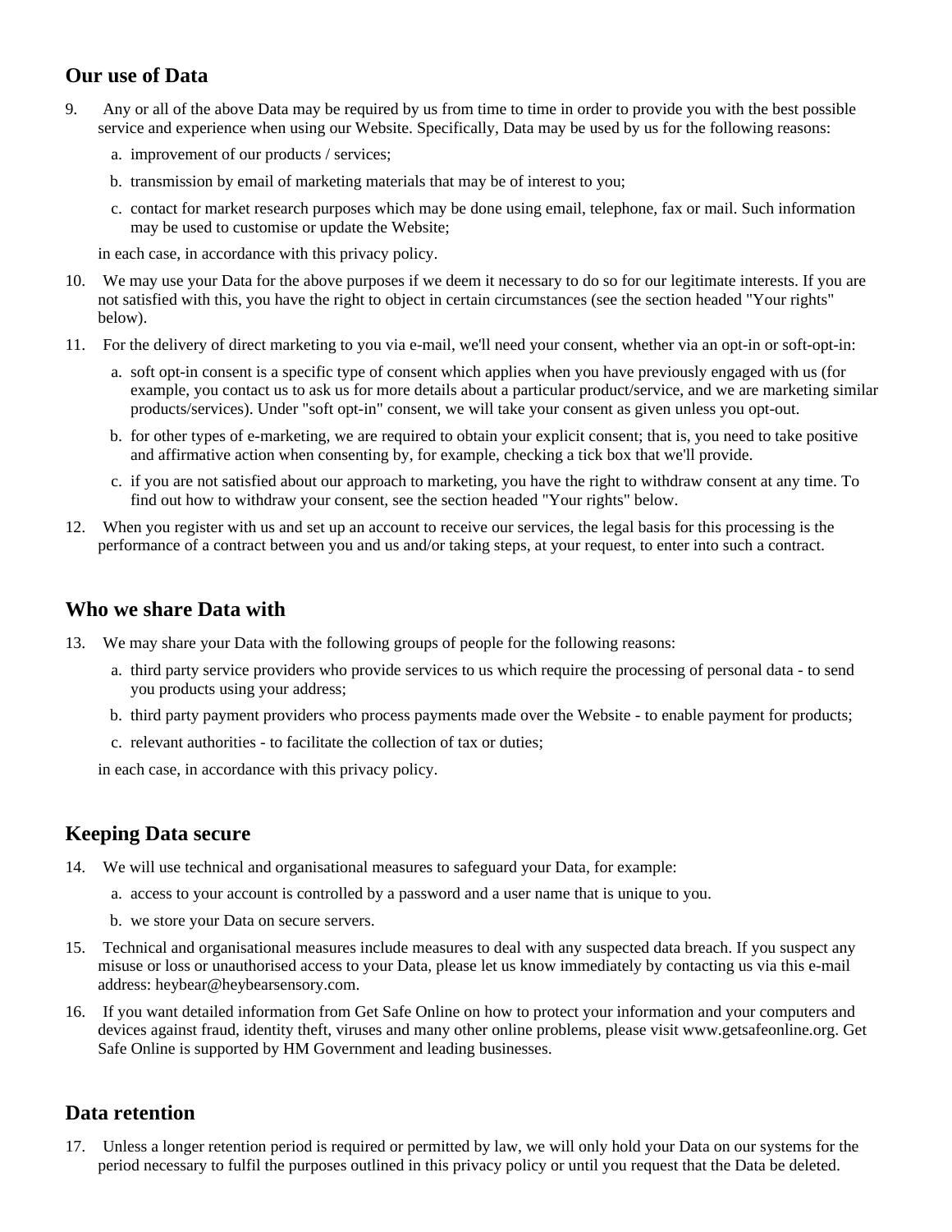## Our use of Data

9. Any or all of the above Data may be required by us from time to time in order to provide you with the best possible service and experience when using our Website. Specifically, Data may be used by us for the following reasons:

   a. improvement of our products / services;

   b. transmission by email of marketing materials that may be of interest to you;

   c. contact for market research purposes which may be done using email, telephone, fax or mail. Such information may be used to customise or update the Website;

   in each case, in accordance with this privacy policy.

10. We may use your Data for the above purposes if we deem it necessary to do so for our legitimate interests. If you are not satisfied with this, you have the right to object in certain circumstances (see the section headed "Your rights" below).

11. For the delivery of direct marketing to you via e-mail, we'll need your consent, whether via an opt-in or soft-opt-in:

    a. soft opt-in consent is a specific type of consent which applies when you have previously engaged with us (for example, you contact us to ask us for more details about a particular product/service, and we are marketing similar products/services). Under "soft opt-in" consent, we will take your consent as given unless you opt-out.

    b. for other types of e-marketing, we are required to obtain your explicit consent; that is, you need to take positive and affirmative action when consenting by, for example, checking a tick box that we'll provide.

    c. if you are not satisfied about our approach to marketing, you have the right to withdraw consent at any time. To find out how to withdraw your consent, see the section headed "Your rights" below.

12. When you register with us and set up an account to receive our services, the legal basis for this processing is the performance of a contract between you and us and/or taking steps, at your request, to enter into such a contract.

## Who we share Data with

13. We may share your Data with the following groups of people for the following reasons:

    a. third party service providers who provide services to us which require the processing of personal data - to send you products using your address;

    b. third party payment providers who process payments made over the Website - to enable payment for products;

    c. relevant authorities - to facilitate the collection of tax or duties;

    in each case, in accordance with this privacy policy.

## Keeping Data secure

14. We will use technical and organisational measures to safeguard your Data, for example:

    a. access to your account is controlled by a password and a user name that is unique to you.

    b. we store your Data on secure servers.

15. Technical and organisational measures include measures to deal with any suspected data breach. If you suspect any misuse or loss or unauthorised access to your Data, please let us know immediately by contacting us via this e-mail address: heybear@heybearsensory.com.

16. If you want detailed information from Get Safe Online on how to protect your information and your computers and devices against fraud, identity theft, viruses and many other online problems, please visit www.getsafeonline.org. Get Safe Online is supported by HM Government and leading businesses.

## Data retention

17. Unless a longer retention period is required or permitted by law, we will only hold your Data on our systems for the period necessary to fulfil the purposes outlined in this privacy policy or until you request that the Data be deleted.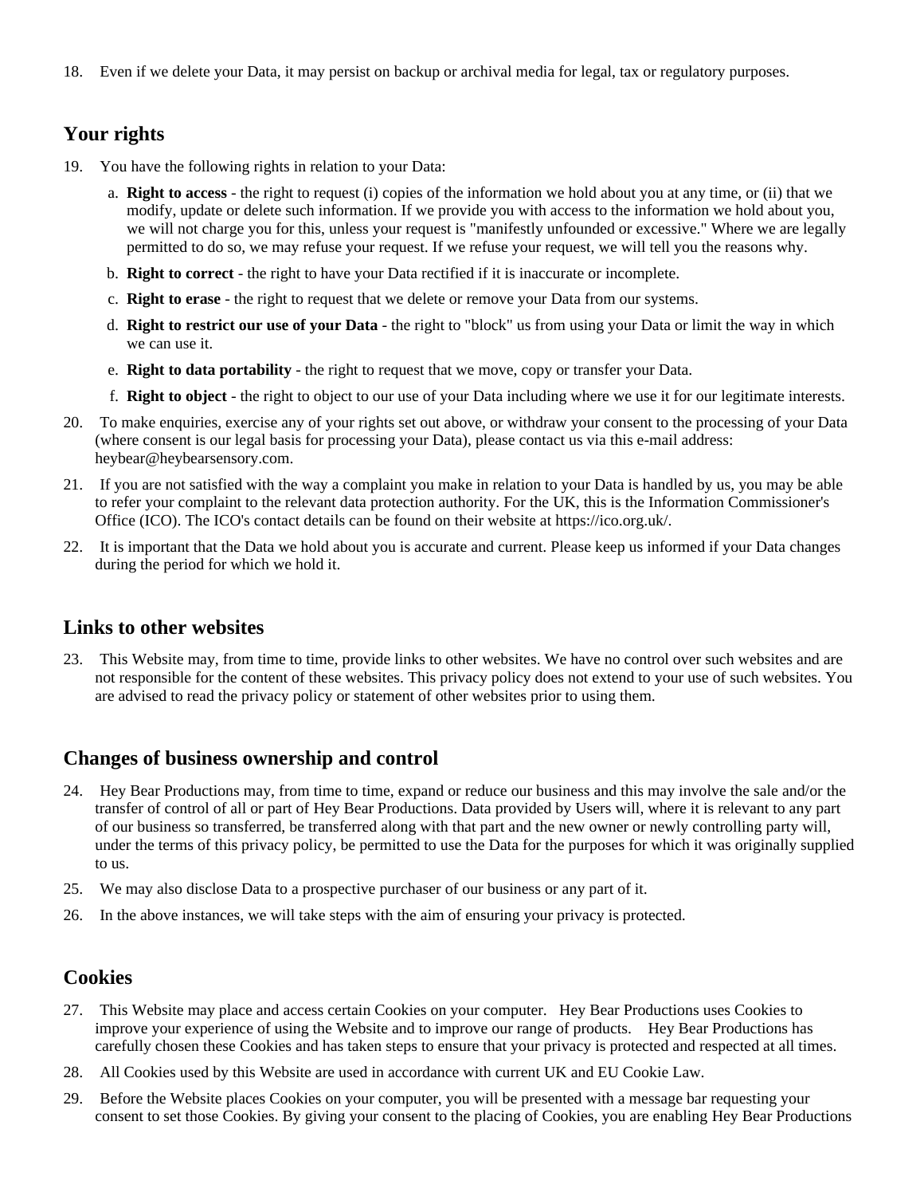18. Even if we delete your Data, it may persist on backup or archival media for legal, tax or regulatory purposes.

## Your rights

19. You have the following rights in relation to your Data:

    a. **Right to access** - the right to request (i) copies of the information we hold about you at any time, or (ii) that we modify, update or delete such information. If we provide you with access to the information we hold about you, we will not charge you for this, unless your request is "manifestly unfounded or excessive." Where we are legally permitted to do so, we may refuse your request. If we refuse your request, we will tell you the reasons why.

    b. **Right to correct** - the right to have your Data rectified if it is inaccurate or incomplete.

    c. **Right to erase** - the right to request that we delete or remove your Data from our systems.

    d. **Right to restrict our use of your Data** - the right to "block" us from using your Data or limit the way in which we can use it.

    e. **Right to data portability** - the right to request that we move, copy or transfer your Data.

    f. **Right to object** - the right to object to our use of your Data including where we use it for our legitimate interests.

20. To make enquiries, exercise any of your rights set out above, or withdraw your consent to the processing of your Data (where consent is our legal basis for processing your Data), please contact us via this e-mail address: heybear@heybearsensory.com.

21. If you are not satisfied with the way a complaint you make in relation to your Data is handled by us, you may be able to refer your complaint to the relevant data protection authority. For the UK, this is the Information Commissioner's Office (ICO). The ICO's contact details can be found on their website at https://ico.org.uk/.

22. It is important that the Data we hold about you is accurate and current. Please keep us informed if your Data changes during the period for which we hold it.

## Links to other websites

23. This Website may, from time to time, provide links to other websites. We have no control over such websites and are not responsible for the content of these websites. This privacy policy does not extend to your use of such websites. You are advised to read the privacy policy or statement of other websites prior to using them.

## Changes of business ownership and control

24. Hey Bear Productions may, from time to time, expand or reduce our business and this may involve the sale and/or the transfer of control of all or part of Hey Bear Productions. Data provided by Users will, where it is relevant to any part of our business so transferred, be transferred along with that part and the new owner or newly controlling party will, under the terms of this privacy policy, be permitted to use the Data for the purposes for which it was originally supplied to us.

25. We may also disclose Data to a prospective purchaser of our business or any part of it.

26. In the above instances, we will take steps with the aim of ensuring your privacy is protected.

## Cookies

27. This Website may place and access certain Cookies on your computer. Hey Bear Productions uses Cookies to improve your experience of using the Website and to improve our range of products. Hey Bear Productions has carefully chosen these Cookies and has taken steps to ensure that your privacy is protected and respected at all times.

28. All Cookies used by this Website are used in accordance with current UK and EU Cookie Law.

29. Before the Website places Cookies on your computer, you will be presented with a message bar requesting your consent to set those Cookies. By giving your consent to the placing of Cookies, you are enabling Hey Bear Productions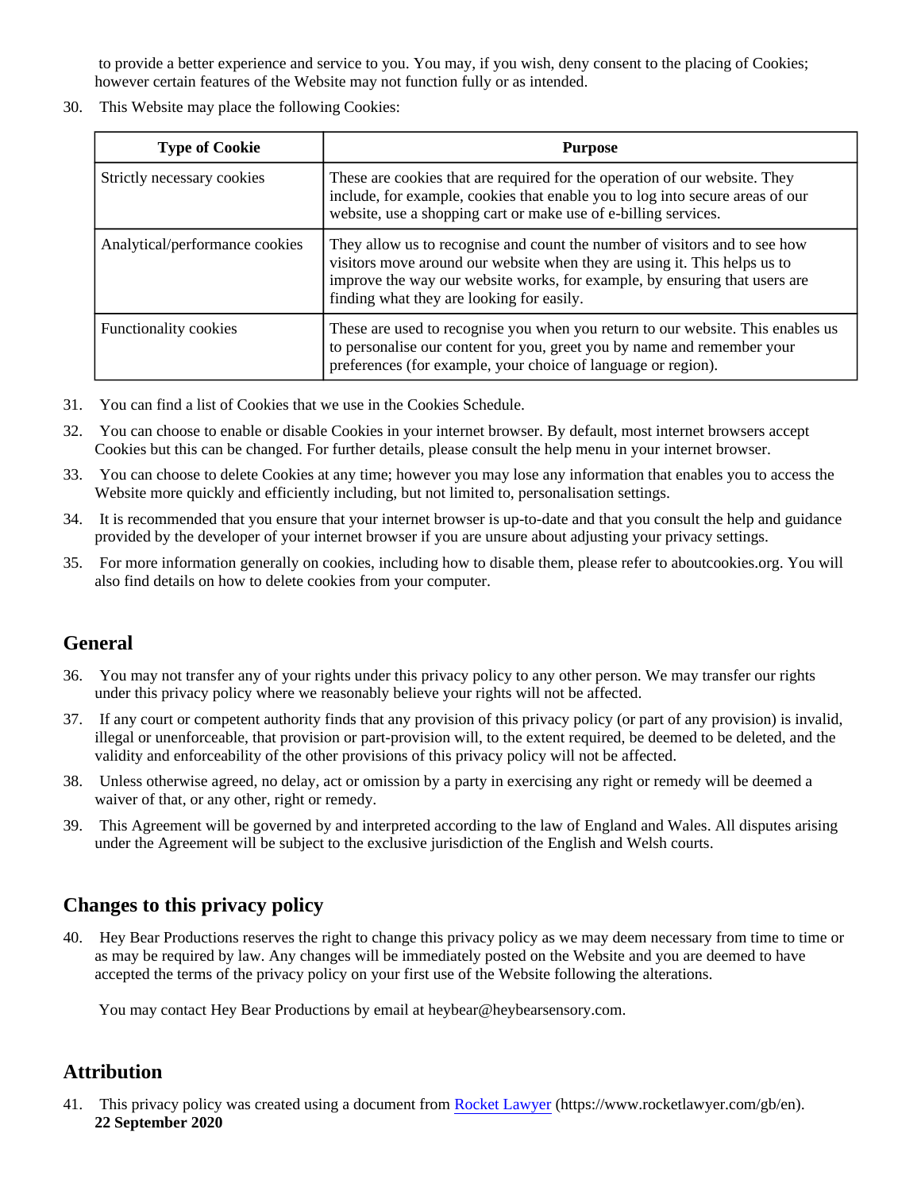to provide a better experience and service to you. You may, if you wish, deny consent to the placing of Cookies; however certain features of the Website may not function fully or as intended.

30. This Website may place the following Cookies:

| Type of Cookie | Purpose |
|---|---|
| Strictly necessary cookies | These are cookies that are required for the operation of our website. They include, for example, cookies that enable you to log into secure areas of our website, use a shopping cart or make use of e-billing services. |
| Analytical/performance cookies | They allow us to recognise and count the number of visitors and to see how visitors move around our website when they are using it. This helps us to improve the way our website works, for example, by ensuring that users are finding what they are looking for easily. |
| Functionality cookies | These are used to recognise you when you return to our website. This enables us to personalise our content for you, greet you by name and remember your preferences (for example, your choice of language or region). |

31. You can find a list of Cookies that we use in the Cookies Schedule.
32. You can choose to enable or disable Cookies in your internet browser. By default, most internet browsers accept Cookies but this can be changed. For further details, please consult the help menu in your internet browser.
33. You can choose to delete Cookies at any time; however you may lose any information that enables you to access the Website more quickly and efficiently including, but not limited to, personalisation settings.
34. It is recommended that you ensure that your internet browser is up-to-date and that you consult the help and guidance provided by the developer of your internet browser if you are unsure about adjusting your privacy settings.
35. For more information generally on cookies, including how to disable them, please refer to aboutcookies.org. You will also find details on how to delete cookies from your computer.

## General

36. You may not transfer any of your rights under this privacy policy to any other person. We may transfer our rights under this privacy policy where we reasonably believe your rights will not be affected.
37. If any court or competent authority finds that any provision of this privacy policy (or part of any provision) is invalid, illegal or unenforceable, that provision or part-provision will, to the extent required, be deemed to be deleted, and the validity and enforceability of the other provisions of this privacy policy will not be affected.
38. Unless otherwise agreed, no delay, act or omission by a party in exercising any right or remedy will be deemed a waiver of that, or any other, right or remedy.
39. This Agreement will be governed by and interpreted according to the law of England and Wales. All disputes arising under the Agreement will be subject to the exclusive jurisdiction of the English and Welsh courts.

## Changes to this privacy policy

40. Hey Bear Productions reserves the right to change this privacy policy as we may deem necessary from time to time or as may be required by law. Any changes will be immediately posted on the Website and you are deemed to have accepted the terms of the privacy policy on your first use of the Website following the alterations.

You may contact Hey Bear Productions by email at heybear@heybearsensory.com.

## Attribution

41. This privacy policy was created using a document from [Rocket Lawyer](https://www.rocketlawyer.com/gb/en) (https://www.rocketlawyer.com/gb/en).
**22 September 2020**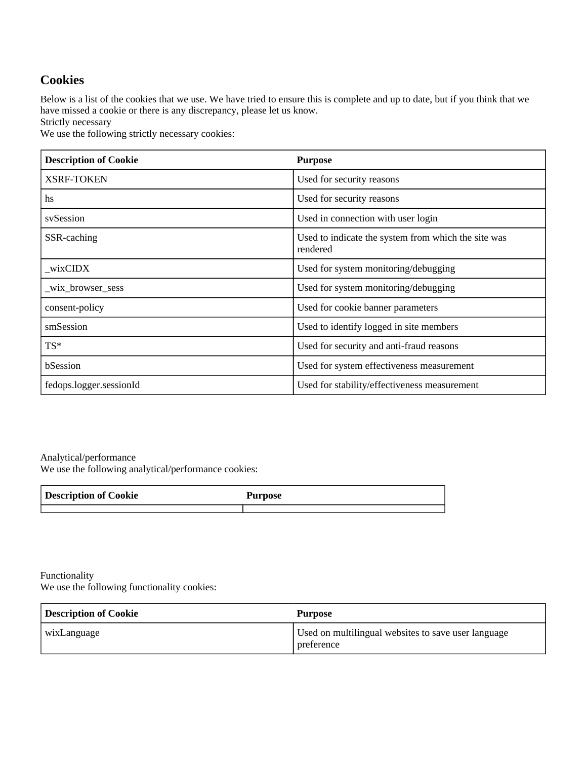## Cookies

Below is a list of the cookies that we use. We have tried to ensure this is complete and up to date, but if you think that we have missed a cookie or there is any discrepancy, please let us know.

Strictly necessary

We use the following strictly necessary cookies:

| Description of Cookie | Purpose |
|---|---|
| XSRF-TOKEN | Used for security reasons |
| hs | Used for security reasons |
| svSession | Used in connection with user login |
| SSR-caching | Used to indicate the system from which the site was rendered |
| _wixCIDX | Used for system monitoring/debugging |
| _wix_browser_sess | Used for system monitoring/debugging |
| consent-policy | Used for cookie banner parameters |
| smSession | Used to identify logged in site members |
| TS* | Used for security and anti-fraud reasons |
| bSession | Used for system effectiveness measurement |
| fedops.logger.sessionId | Used for stability/effectiveness measurement |

Analytical/performance

We use the following analytical/performance cookies:

| Description of Cookie | Purpose |
|---|---|
| | |

Functionality

We use the following functionality cookies:

| Description of Cookie | Purpose |
|---|---|
| wixLanguage | Used on multilingual websites to save user language preference |